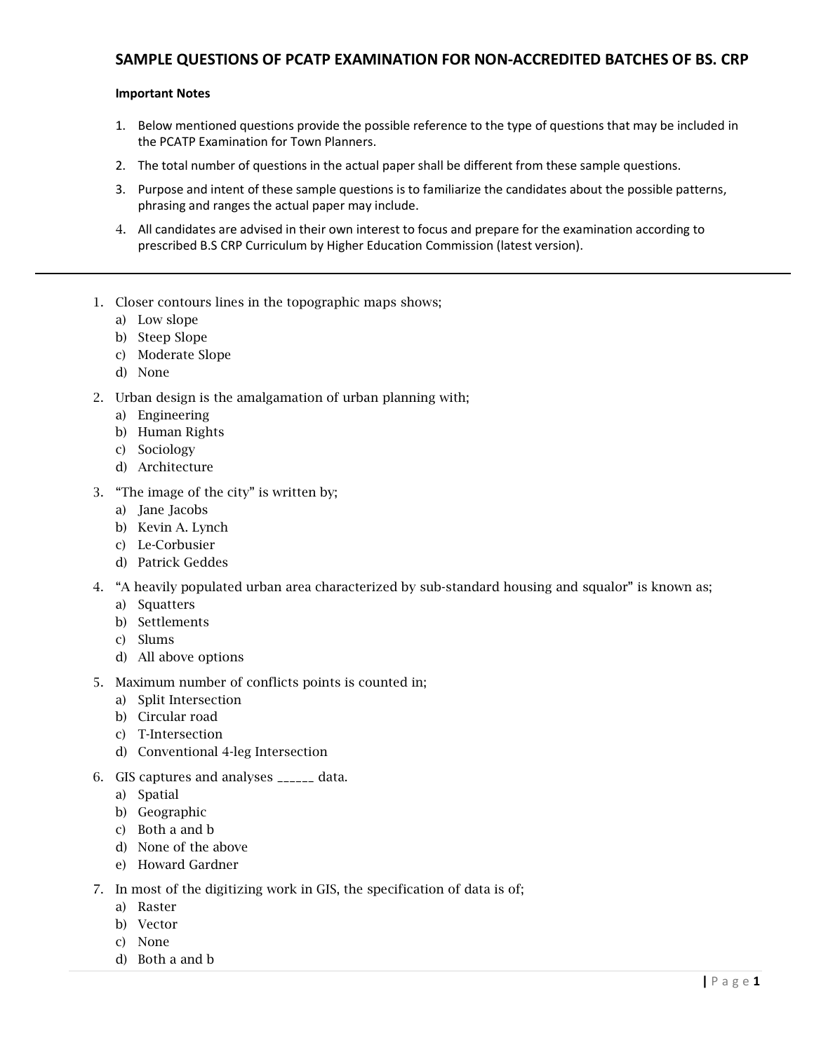# SAMPLE QUESTIONS OF PCATP EXAMINATION FOR NON-ACCREDITED BATCHES OF BS. CRP

**Important Notes**

1. Below mentioned questions provide the possible reference to the type of questions that may be included in the PCATP Examination for Town Planners.
2. The total number of questions in the actual paper shall be different from these sample questions.
3. Purpose and intent of these sample questions is to familiarize the candidates about the possible patterns, phrasing and ranges the actual paper may include.
4. All candidates are advised in their own interest to focus and prepare for the examination according to prescribed B.S CRP Curriculum by Higher Education Commission (latest version).

---

1. Closer contours lines in the topographic maps shows;
   a) Low slope
   b) Steep Slope
   c) Moderate Slope
   d) None
2. Urban design is the amalgamation of urban planning with;
   a) Engineering
   b) Human Rights
   c) Sociology
   d) Architecture
3. "The image of the city" is written by;
   a) Jane Jacobs
   b) Kevin A. Lynch
   c) Le-Corbusier
   d) Patrick Geddes
4. "A heavily populated urban area characterized by sub-standard housing and squalor" is known as;
   a) Squatters
   b) Settlements
   c) Slums
   d) All above options
5. Maximum number of conflicts points is counted in;
   a) Split Intersection
   b) Circular road
   c) T-Intersection
   d) Conventional 4-leg Intersection
6. GIS captures and analyses ______ data.
   a) Spatial
   b) Geographic
   c) Both a and b
   d) None of the above
   e) Howard Gardner
7. In most of the digitizing work in GIS, the specification of data is of;
   a) Raster
   b) Vector
   c) None
   d) Both a and b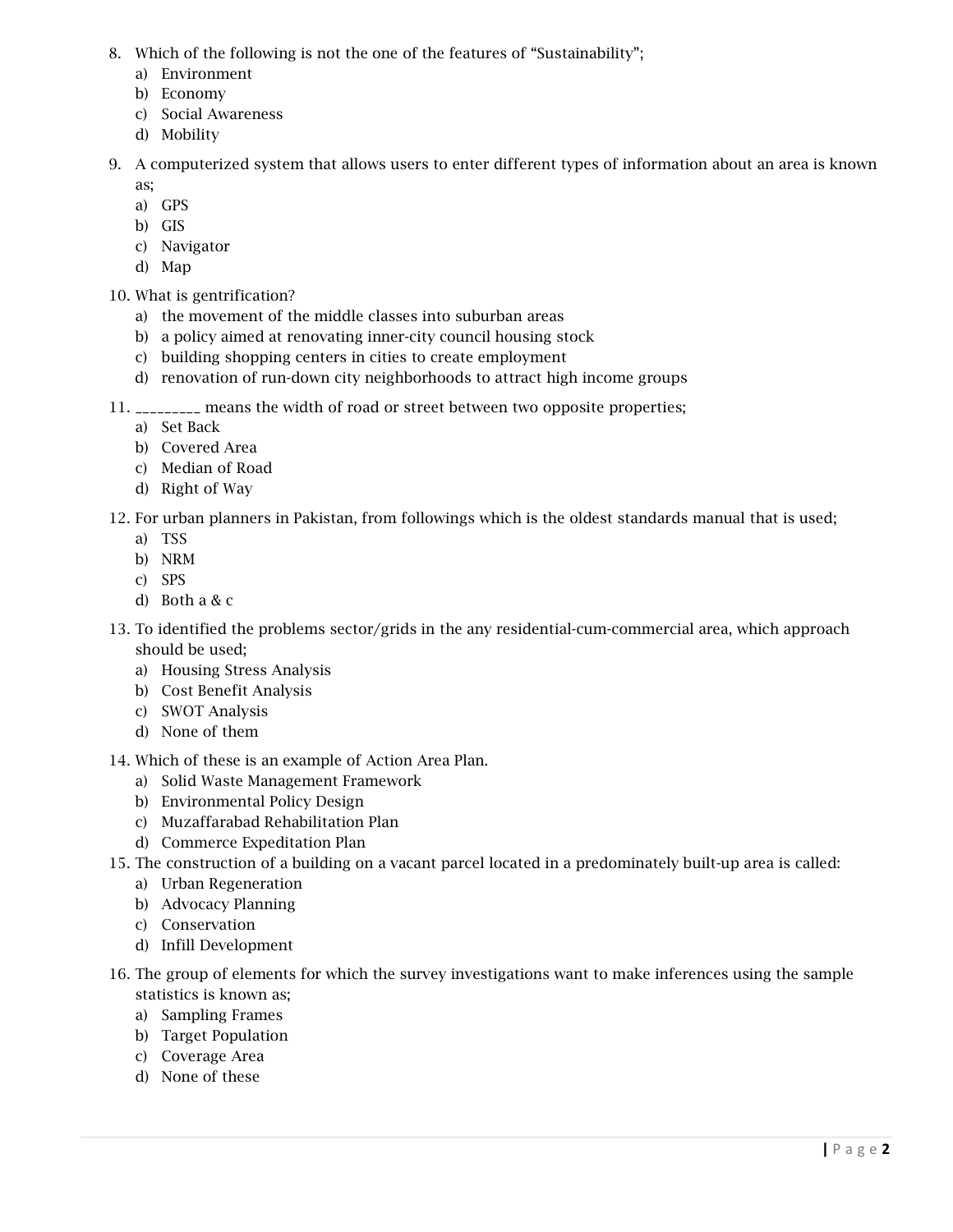8. Which of the following is not the one of the features of "Sustainability";
   a) Environment
   b) Economy
   c) Social Awareness
   d) Mobility

9. A computerized system that allows users to enter different types of information about an area is known as;
   a) GPS
   b) GIS
   c) Navigator
   d) Map

10. What is gentrification?
    a) the movement of the middle classes into suburban areas
    b) a policy aimed at renovating inner-city council housing stock
    c) building shopping centers in cities to create employment
    d) renovation of run-down city neighborhoods to attract high income groups

11. _________ means the width of road or street between two opposite properties;
    a) Set Back
    b) Covered Area
    c) Median of Road
    d) Right of Way

12. For urban planners in Pakistan, from followings which is the oldest standards manual that is used;
    a) TSS
    b) NRM
    c) SPS
    d) Both a & c

13. To identified the problems sector/grids in the any residential-cum-commercial area, which approach should be used;
    a) Housing Stress Analysis
    b) Cost Benefit Analysis
    c) SWOT Analysis
    d) None of them

14. Which of these is an example of Action Area Plan.
    a) Solid Waste Management Framework
    b) Environmental Policy Design
    c) Muzaffarabad Rehabilitation Plan
    d) Commerce Expeditation Plan

15. The construction of a building on a vacant parcel located in a predominately built-up area is called:
    a) Urban Regeneration
    b) Advocacy Planning
    c) Conservation
    d) Infill Development

16. The group of elements for which the survey investigations want to make inferences using the sample statistics is known as;
    a) Sampling Frames
    b) Target Population
    c) Coverage Area
    d) None of these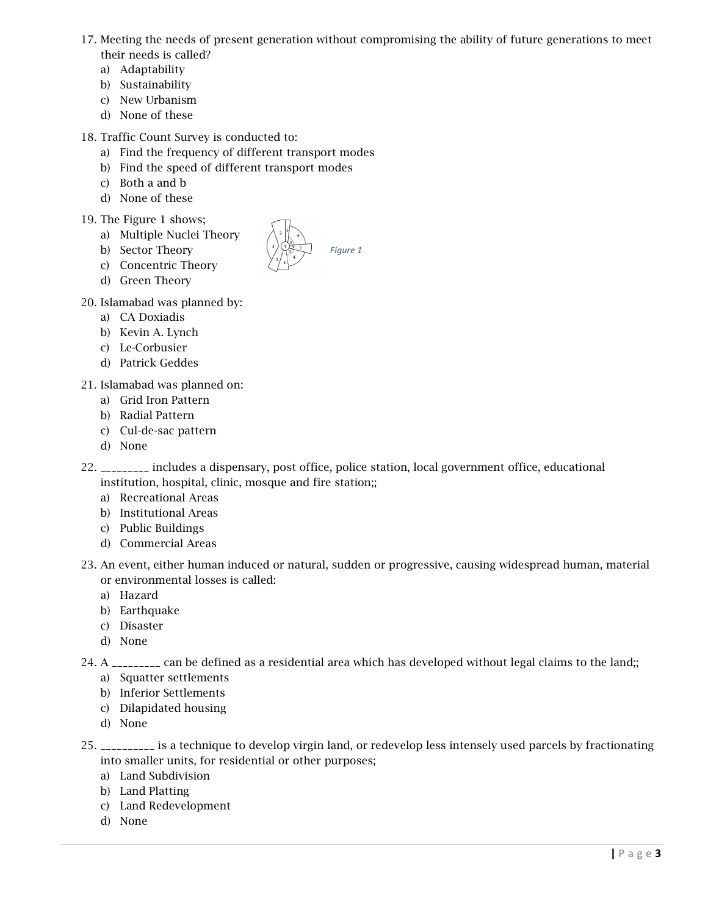17. Meeting the needs of present generation without compromising the ability of future generations to meet their needs is called?
    a) Adaptability
    b) Sustainability
    c) New Urbanism
    d) None of these

18. Traffic Count Survey is conducted to:
    a) Find the frequency of different transport modes
    b) Find the speed of different transport modes
    c) Both a and b
    d) None of these

19. The Figure 1 shows;
    a) Multiple Nuclei Theory
    b) Sector Theory
    c) Concentric Theory
    d) Green Theory

*Figure 1*

20. Islamabad was planned by:
    a) CA Doxiadis
    b) Kevin A. Lynch
    c) Le-Corbusier
    d) Patrick Geddes

21. Islamabad was planned on:
    a) Grid Iron Pattern
    b) Radial Pattern
    c) Cul-de-sac pattern
    d) None

22. _________ includes a dispensary, post office, police station, local government office, educational institution, hospital, clinic, mosque and fire station;;
    a) Recreational Areas
    b) Institutional Areas
    c) Public Buildings
    d) Commercial Areas

23. An event, either human induced or natural, sudden or progressive, causing widespread human, material or environmental losses is called:
    a) Hazard
    b) Earthquake
    c) Disaster
    d) None

24. A _________ can be defined as a residential area which has developed without legal claims to the land;;
    a) Squatter settlements
    b) Inferior Settlements
    c) Dilapidated housing
    d) None

25. __________ is a technique to develop virgin land, or redevelop less intensely used parcels by fractionating into smaller units, for residential or other purposes;
    a) Land Subdivision
    b) Land Platting
    c) Land Redevelopment
    d) None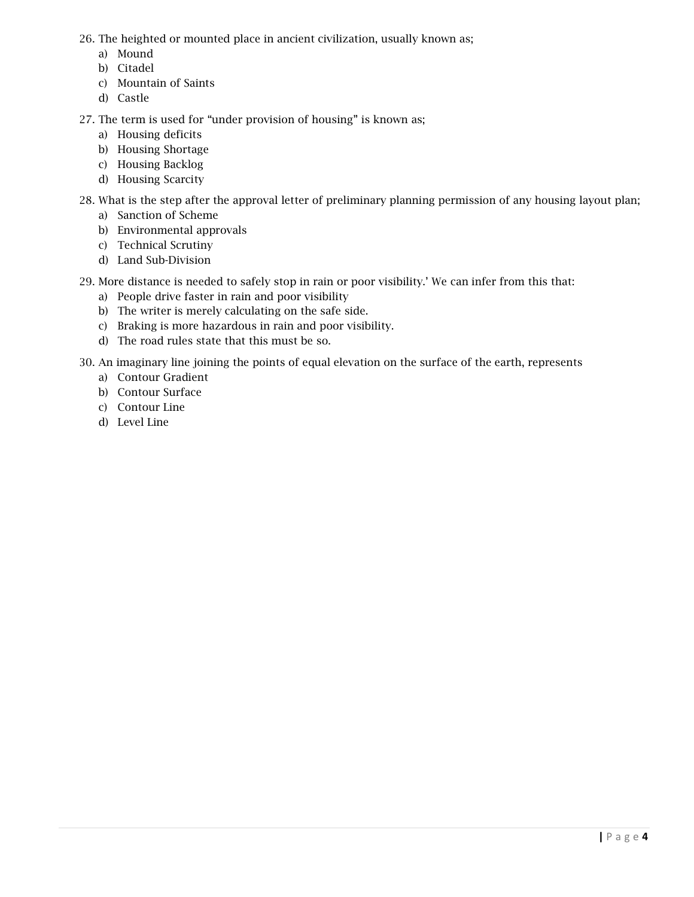26. The heighted or mounted place in ancient civilization, usually known as;
    a) Mound
    b) Citadel
    c) Mountain of Saints
    d) Castle

27. The term is used for "under provision of housing" is known as;
    a) Housing deficits
    b) Housing Shortage
    c) Housing Backlog
    d) Housing Scarcity

28. What is the step after the approval letter of preliminary planning permission of any housing layout plan;
    a) Sanction of Scheme
    b) Environmental approvals
    c) Technical Scrutiny
    d) Land Sub-Division

29. More distance is needed to safely stop in rain or poor visibility.' We can infer from this that:
    a) People drive faster in rain and poor visibility
    b) The writer is merely calculating on the safe side.
    c) Braking is more hazardous in rain and poor visibility.
    d) The road rules state that this must be so.

30. An imaginary line joining the points of equal elevation on the surface of the earth, represents
    a) Contour Gradient
    b) Contour Surface
    c) Contour Line
    d) Level Line